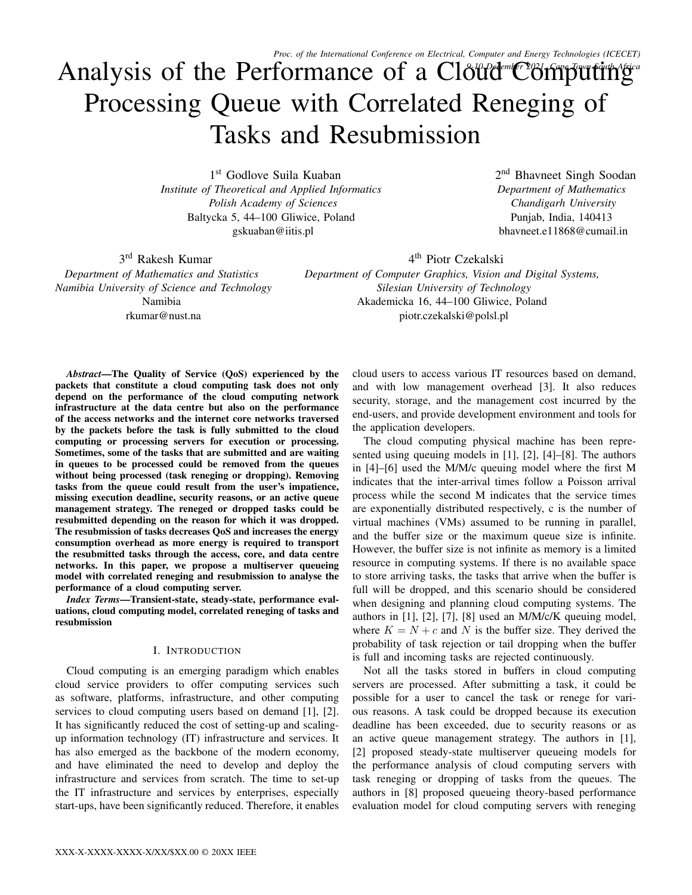# Analysis of the Performance of a Cloud Computing Processing Queue with Correlated Reneging of Tasks and Resubmission

1st Godlove Suila Kuaban
*Institute of Theoretical and Applied Informatics*
*Polish Academy of Sciences*
Baltycka 5, 44–100 Gliwice, Poland
gskuaban@iitis.pl

2nd Bhavneet Singh Soodan
*Department of Mathematics*
*Chandigarh University*
Punjab, India, 140413
bhavneet.e11868@cumail.in

3rd Rakesh Kumar
*Department of Mathematics and Statistics*
*Namibia University of Science and Technology*
Namibia
rkumar@nust.na

4th Piotr Czekalski
*Department of Computer Graphics, Vision and Digital Systems,*
*Silesian University of Technology*
Akademicka 16, 44–100 Gliwice, Poland
piotr.czekalski@polsl.pl

***Abstract*—The Quality of Service (QoS) experienced by the packets that constitute a cloud computing task does not only depend on the performance of the cloud computing network infrastructure at the data centre but also on the performance of the access networks and the internet core networks traversed by the packets before the task is fully submitted to the cloud computing or processing servers for execution or processing. Sometimes, some of the tasks that are submitted and are waiting in queues to be processed could be removed from the queues without being processed (task reneging or dropping). Removing tasks from the queue could result from the user's impatience, missing execution deadline, security reasons, or an active queue management strategy. The reneged or dropped tasks could be resubmitted depending on the reason for which it was dropped. The resubmission of tasks decreases QoS and increases the energy consumption overhead as more energy is required to transport the resubmitted tasks through the access, core, and data centre networks. In this paper, we propose a multiserver queueing model with correlated reneging and resubmission to analyse the performance of a cloud computing server.**

***Index Terms*—Transient-state, steady-state, performance evaluations, cloud computing model, correlated reneging of tasks and resubmission**

## I. Introduction

Cloud computing is an emerging paradigm which enables cloud service providers to offer computing services such as software, platforms, infrastructure, and other computing services to cloud computing users based on demand [1], [2]. It has significantly reduced the cost of setting-up and scaling-up information technology (IT) infrastructure and services. It has also emerged as the backbone of the modern economy, and have eliminated the need to develop and deploy the infrastructure and services from scratch. The time to set-up the IT infrastructure and services by enterprises, especially start-ups, have been significantly reduced. Therefore, it enables cloud users to access various IT resources based on demand, and with low management overhead [3]. It also reduces security, storage, and the management cost incurred by the end-users, and provide development environment and tools for the application developers.

The cloud computing physical machine has been represented using queuing models in [1], [2], [4]–[8]. The authors in [4]–[6] used the M/M/c queuing model where the first M indicates that the inter-arrival times follow a Poisson arrival process while the second M indicates that the service times are exponentially distributed respectively, c is the number of virtual machines (VMs) assumed to be running in parallel, and the buffer size or the maximum queue size is infinite. However, the buffer size is not infinite as memory is a limited resource in computing systems. If there is no available space to store arriving tasks, the tasks that arrive when the buffer is full will be dropped, and this scenario should be considered when designing and planning cloud computing systems. The authors in [1], [2], [7], [8] used an M/M/c/K queuing model, where $K = N + c$ and $N$ is the buffer size. They derived the probability of task rejection or tail dropping when the buffer is full and incoming tasks are rejected continuously.

Not all the tasks stored in buffers in cloud computing servers are processed. After submitting a task, it could be possible for a user to cancel the task or renege for various reasons. A task could be dropped because its execution deadline has been exceeded, due to security reasons or as an active queue management strategy. The authors in [1], [2] proposed steady-state multiserver queueing models for the performance analysis of cloud computing servers with task reneging or dropping of tasks from the queues. The authors in [8] proposed queueing theory-based performance evaluation model for cloud computing servers with reneging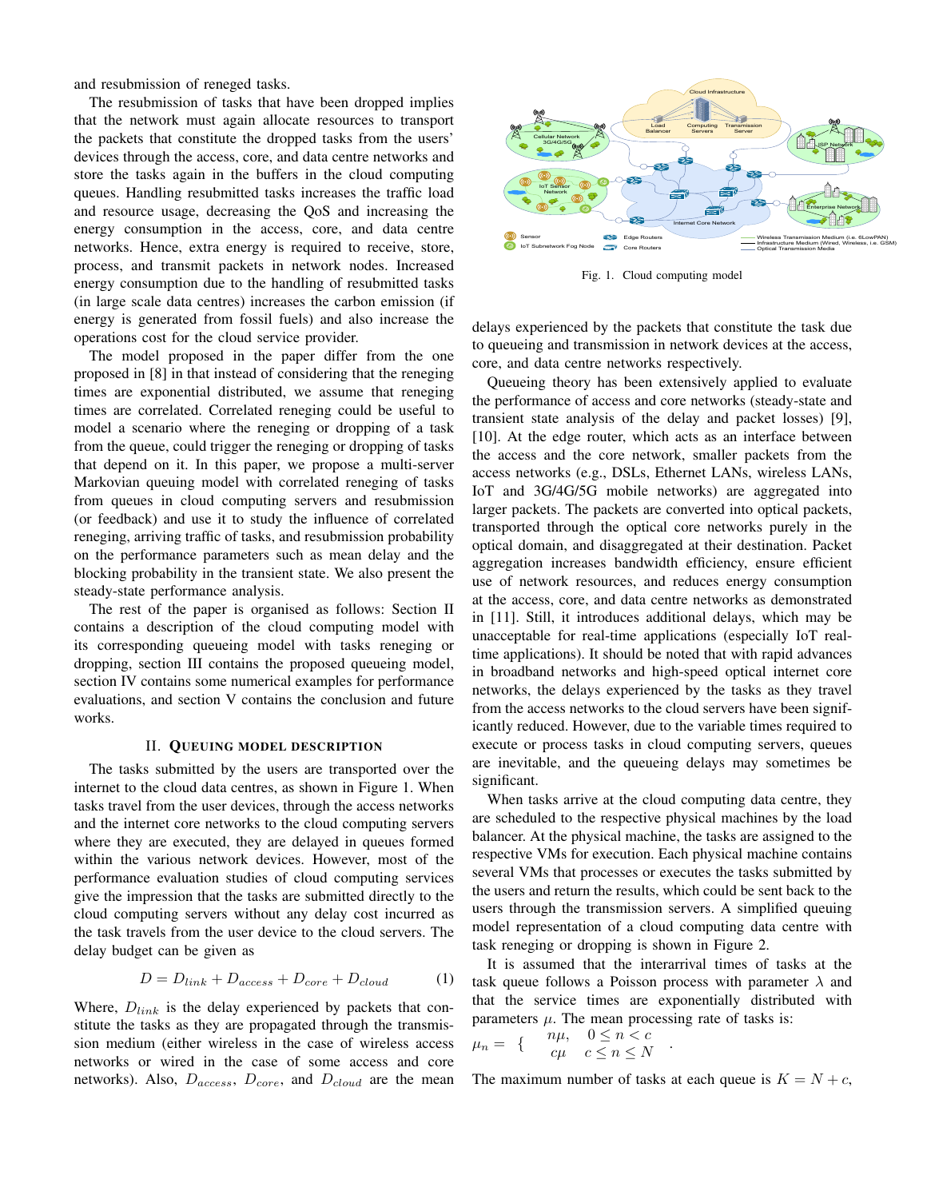and resubmission of reneged tasks.

The resubmission of tasks that have been dropped implies that the network must again allocate resources to transport the packets that constitute the dropped tasks from the users' devices through the access, core, and data centre networks and store the tasks again in the buffers in the cloud computing queues. Handling resubmitted tasks increases the traffic load and resource usage, decreasing the QoS and increasing the energy consumption in the access, core, and data centre networks. Hence, extra energy is required to receive, store, process, and transmit packets in network nodes. Increased energy consumption due to the handling of resubmitted tasks (in large scale data centres) increases the carbon emission (if energy is generated from fossil fuels) and also increase the operations cost for the cloud service provider.

The model proposed in the paper differ from the one proposed in [8] in that instead of considering that the reneging times are exponential distributed, we assume that reneging times are correlated. Correlated reneging could be useful to model a scenario where the reneging or dropping of a task from the queue, could trigger the reneging or dropping of tasks that depend on it. In this paper, we propose a multi-server Markovian queuing model with correlated reneging of tasks from queues in cloud computing servers and resubmission (or feedback) and use it to study the influence of correlated reneging, arriving traffic of tasks, and resubmission probability on the performance parameters such as mean delay and the blocking probability in the transient state. We also present the steady-state performance analysis.

The rest of the paper is organised as follows: Section II contains a description of the cloud computing model with its corresponding queueing model with tasks reneging or dropping, section III contains the proposed queueing model, section IV contains some numerical examples for performance evaluations, and section V contains the conclusion and future works.

## II. Queuing model description

The tasks submitted by the users are transported over the internet to the cloud data centres, as shown in Figure 1. When tasks travel from the user devices, through the access networks and the internet core networks to the cloud computing servers where they are executed, they are delayed in queues formed within the various network devices. However, most of the performance evaluation studies of cloud computing services give the impression that the tasks are submitted directly to the cloud computing servers without any delay cost incurred as the task travels from the user device to the cloud servers. The delay budget can be given as

$$D = D_{link} + D_{access} + D_{core} + D_{cloud} \tag{1}$$

Where, $D_{link}$ is the delay experienced by packets that constitute the tasks as they are propagated through the transmission medium (either wireless in the case of wireless access networks or wired in the case of some access and core networks). Also, $D_{access}$, $D_{core}$, and $D_{cloud}$ are the mean delays experienced by the packets that constitute the task due to queueing and transmission in network devices at the access, core, and data centre networks respectively.

Fig. 1. Cloud computing model

Queueing theory has been extensively applied to evaluate the performance of access and core networks (steady-state and transient state analysis of the delay and packet losses) [9], [10]. At the edge router, which acts as an interface between the access and the core network, smaller packets from the access networks (e.g., DSLs, Ethernet LANs, wireless LANs, IoT and 3G/4G/5G mobile networks) are aggregated into larger packets. The packets are converted into optical packets, transported through the optical core networks purely in the optical domain, and disaggregated at their destination. Packet aggregation increases bandwidth efficiency, ensure efficient use of network resources, and reduces energy consumption at the access, core, and data centre networks as demonstrated in [11]. Still, it introduces additional delays, which may be unacceptable for real-time applications (especially IoT real-time applications). It should be noted that with rapid advances in broadband networks and high-speed optical internet core networks, the delays experienced by the tasks as they travel from the access networks to the cloud servers have been significantly reduced. However, due to the variable times required to execute or process tasks in cloud computing servers, queues are inevitable, and the queueing delays may sometimes be significant.

When tasks arrive at the cloud computing data centre, they are scheduled to the respective physical machines by the load balancer. At the physical machine, the tasks are assigned to the respective VMs for execution. Each physical machine contains several VMs that processes or executes the tasks submitted by the users and return the results, which could be sent back to the users through the transmission servers. A simplified queuing model representation of a cloud computing data centre with task reneging or dropping is shown in Figure 2.

It is assumed that the interarrival times of tasks at the task queue follows a Poisson process with parameter $\lambda$ and that the service times are exponentially distributed with parameters $\mu$. The mean processing rate of tasks is:

$$\mu_n = \begin{cases} n\mu, & 0 \le n < c \\ c\mu & c \le n \le N \end{cases}.$$

The maximum number of tasks at each queue is $K = N + c$,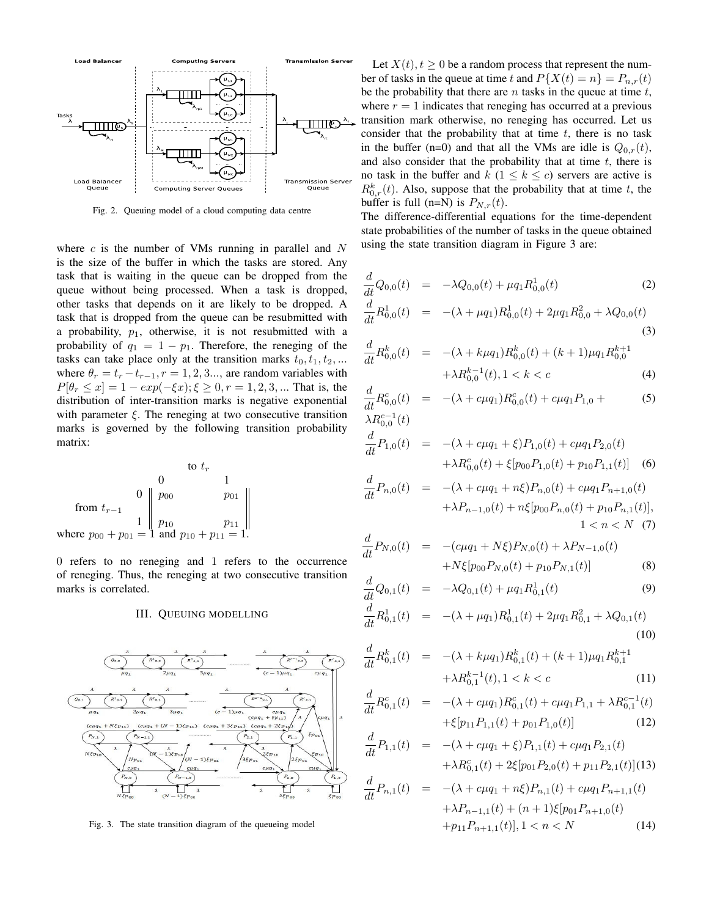Fig. 2. Queuing model of a cloud computing data centre

where $c$ is the number of VMs running in parallel and $N$ is the size of the buffer in which the tasks are stored. Any task that is waiting in the queue can be dropped from the queue without being processed. When a task is dropped, other tasks that depends on it are likely to be dropped. A task that is dropped from the queue can be resubmitted with a probability, $p_1$, otherwise, it is not resubmitted with a probability of $q_1 = 1 - p_1$. Therefore, the reneging of the tasks can take place only at the transition marks $t_0, t_1, t_2, ...$ where $\theta_r = t_r - t_{r-1}, r = 1, 2, 3...$, are random variables with $P[\theta_r \leq x] = 1 - exp(-\xi x); \xi \geq 0, r = 1, 2, 3, ...$ That is, the distribution of inter-transition marks is negative exponential with parameter $\xi$. The reneging at two consecutive transition marks is governed by the following transition probability matrix:

$$\text{from } t_{r-1} \quad \begin{array}{c} \\ 0 \\ 1 \end{array} \overset{\text{to } t_r}{\begin{Vmatrix} \overset{0}{p_{00}} & \overset{1}{p_{01}} \\ p_{10} & p_{11} \end{Vmatrix}}$$

where $p_{00} + p_{01} = 1$ and $p_{10} + p_{11} = 1$.

0 refers to no reneging and 1 refers to the occurrence of reneging. Thus, the reneging at two consecutive transition marks is correlated.

## III. Queuing Modelling

Fig. 3. The state transition diagram of the queueing model

Let $X(t), t \geq 0$ be a random process that represent the number of tasks in the queue at time $t$ and $P\{X(t) = n\} = P_{n,r}(t)$ be the probability that there are $n$ tasks in the queue at time $t$, where $r = 1$ indicates that reneging has occurred at a previous transition mark otherwise, no reneging has occurred. Let us consider that the probability that at time $t$, there is no task in the buffer (n=0) and that all the VMs are idle is $Q_{0,r}(t)$, and also consider that the probability that at time $t$, there is no task in the buffer and $k$ ($1 \leq k \leq c$) servers are active is $R^k_{0,r}(t)$. Also, suppose that the probability that at time $t$, the buffer is full (n=N) is $P_{N,r}(t)$.

The difference-differential equations for the time-dependent state probabilities of the number of tasks in the queue obtained using the state transition diagram in Figure 3 are:

$$\frac{d}{dt}Q_{0,0}(t) = -\lambda Q_{0,0}(t) + \mu q_1 R^1_{0,0}(t) \tag{2}$$

$$\frac{d}{dt}R^1_{0,0}(t) = -(\lambda + \mu q_1)R^1_{0,0}(t) + 2\mu q_1 R^2_{0,0} + \lambda Q_{0,0}(t) \tag{3}$$

$$\frac{d}{dt}R^k_{0,0}(t) = -(\lambda + k\mu q_1)R^k_{0,0}(t) + (k+1)\mu q_1 R^{k+1}_{0,0} + \lambda R^{k-1}_{0,0}(t), 1 < k < c \tag{4}$$

$$\frac{d}{dt}R^c_{0,0}(t) = -(\lambda + c\mu q_1)R^c_{0,0}(t) + c\mu q_1 P_{1,0} + \lambda R^{c-1}_{0,0}(t) \tag{5}$$

$$\frac{d}{dt}P_{1,0}(t) = -(\lambda + c\mu q_1 + \xi)P_{1,0}(t) + c\mu q_1 P_{2,0}(t) + \lambda R^c_{0,0}(t) + \xi[p_{00}P_{1,0}(t) + p_{10}P_{1,1}(t)] \tag{6}$$

$$\frac{d}{dt}P_{n,0}(t) = -(\lambda + c\mu q_1 + n\xi)P_{n,0}(t) + c\mu q_1 P_{n+1,0}(t) + \lambda P_{n-1,0}(t) + n\xi[p_{00}P_{n,0}(t) + p_{10}P_{n,1}(t)], \quad 1 < n < N \tag{7}$$

$$\frac{d}{dt}P_{N,0}(t) = -(c\mu q_1 + N\xi)P_{N,0}(t) + \lambda P_{N-1,0}(t) + N\xi[p_{00}P_{N,0}(t) + p_{10}P_{N,1}(t)] \tag{8}$$

$$\frac{d}{dt}Q_{0,1}(t) = -\lambda Q_{0,1}(t) + \mu q_1 R^1_{0,1}(t) \tag{9}$$

$$\frac{d}{dt}R^1_{0,1}(t) = -(\lambda + \mu q_1)R^1_{0,1}(t) + 2\mu q_1 R^2_{0,1} + \lambda Q_{0,1}(t) \tag{10}$$

$$\frac{d}{dt}R^k_{0,1}(t) = -(\lambda + k\mu q_1)R^k_{0,1}(t) + (k+1)\mu q_1 R^{k+1}_{0,1} + \lambda R^{k-1}_{0,1}(t), 1 < k < c \tag{11}$$

$$\frac{d}{dt}R^c_{0,1}(t) = -(\lambda + c\mu q_1)R^c_{0,1}(t) + c\mu q_1 P_{1,1} + \lambda R^{c-1}_{0,1}(t) + \xi[p_{11}P_{1,1}(t) + p_{01}P_{1,0}(t)] \tag{12}$$

$$\frac{d}{dt}P_{1,1}(t) = -(\lambda + c\mu q_1 + \xi)P_{1,1}(t) + c\mu q_1 P_{2,1}(t) + \lambda R^c_{0,1}(t) + 2\xi[p_{01}P_{2,0}(t) + p_{11}P_{2,1}(t)] \tag{13}$$

$$\frac{d}{dt}P_{n,1}(t) = -(\lambda + c\mu q_1 + n\xi)P_{n,1}(t) + c\mu q_1 P_{n+1,1}(t) + \lambda P_{n-1,1}(t) + (n+1)\xi[p_{01}P_{n+1,0}(t) + p_{11}P_{n+1,1}(t)], 1 < n < N \tag{14}$$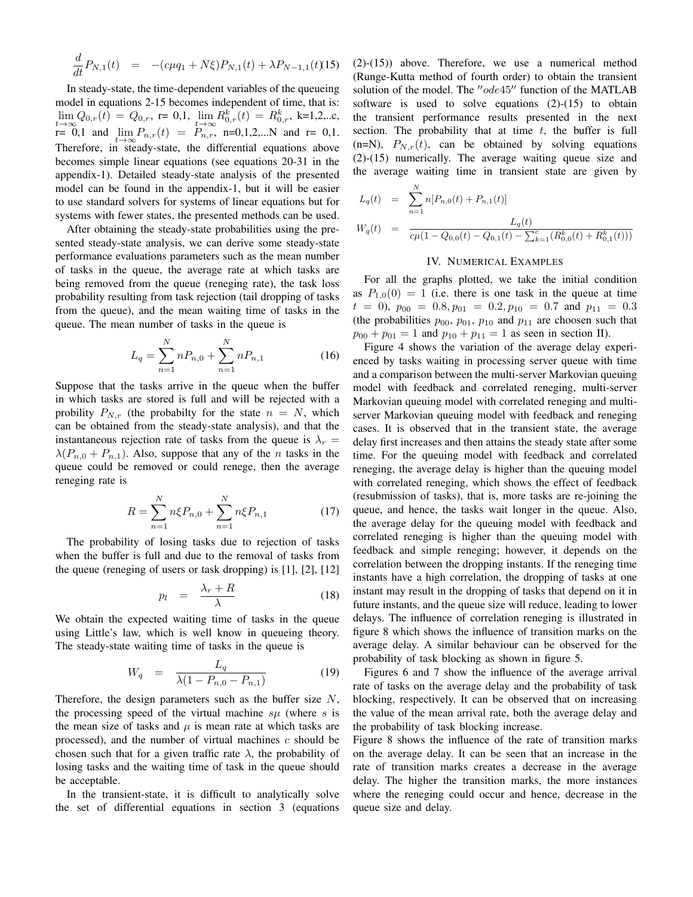$$\frac{d}{dt}P_{N,1}(t) = -(c\mu q_1 + N\xi)P_{N,1}(t) + \lambda P_{N-1,1}(t) \quad (15)$$

In steady-state, the time-dependent variables of the queueing model in equations 2-15 becomes independent of time, that is: $\lim_{t\to\infty} Q_{0,r}(t) = Q_{0,r}$, r= 0,1, $\lim_{t\to\infty} R^k_{0,r}(t) = R^k_{0,r}$, k=1,2,..c, r= 0,1 and $\lim_{t\to\infty} P_{n,r}(t) = P_{n,r}$, n=0,1,2,...N and r= 0,1. Therefore, in steady-state, the differential equations above becomes simple linear equations (see equations 20-31 in the appendix-1). Detailed steady-state analysis of the presented model can be found in the appendix-1, but it will be easier to use standard solvers for systems of linear equations but for systems with fewer states, the presented methods can be used.

After obtaining the steady-state probabilities using the presented steady-state analysis, we can derive some steady-state performance evaluations parameters such as the mean number of tasks in the queue, the average rate at which tasks are being removed from the queue (reneging rate), the task loss probability resulting from task rejection (tail dropping of tasks from the queue), and the mean waiting time of tasks in the queue. The mean number of tasks in the queue is

$$L_q = \sum_{n=1}^{N} nP_{n,0} + \sum_{n=1}^{N} nP_{n,1} \quad (16)$$

Suppose that the tasks arrive in the queue when the buffer in which tasks are stored is full and will be rejected with a probility $P_{N,r}$ (the probabilty for the state $n = N$, which can be obtained from the steady-state analysis), and that the instantaneous rejection rate of tasks from the queue is $\lambda_r = \lambda(P_{n,0} + P_{n,1})$. Also, suppose that any of the $n$ tasks in the queue could be removed or could renege, then the average reneging rate is

$$R = \sum_{n=1}^{N} n\xi P_{n,0} + \sum_{n=1}^{N} n\xi P_{n,1} \quad (17)$$

The probability of losing tasks due to rejection of tasks when the buffer is full and due to the removal of tasks from the queue (reneging of users or task dropping) is [1], [2], [12]

$$p_l = \frac{\lambda_r + R}{\lambda} \quad (18)$$

We obtain the expected waiting time of tasks in the queue using Little's law, which is well know in queueing theory. The steady-state waiting time of tasks in the queue is

$$W_q = \frac{L_q}{\lambda(1 - P_{n,0} - P_{n,1})} \quad (19)$$

Therefore, the design parameters such as the buffer size $N$, the processing speed of the virtual machine $s\mu$ (where $s$ is the mean size of tasks and $\mu$ is mean rate at which tasks are processed), and the number of virtual machines $c$ should be chosen such that for a given traffic rate $\lambda$, the probability of losing tasks and the waiting time of task in the queue should be acceptable.

In the transient-state, it is difficult to analytically solve the set of differential equations in section 3 (equations (2)-(15)) above. Therefore, we use a numerical method (Runge-Kutta method of fourth order) to obtain the transient solution of the model. The $''ode45''$ function of the MATLAB software is used to solve equations (2)-(15) to obtain the transient performance results presented in the next section. The probability that at time $t$, the buffer is full (n=N), $P_{N,r}(t)$, can be obtained by solving equations (2)-(15) numerically. The average waiting queue size and the average waiting time in transient state are given by

$$L_q(t) = \sum_{n=1}^{N} n[P_{n,0}(t) + P_{n,1}(t)]$$

$$W_q(t) = \frac{L_q(t)}{c\mu(1 - Q_{0,0}(t) - Q_{0,1}(t) - \sum_{k=1}^{c}(R^k_{0,0}(t) + R^k_{0,1}(t)))}$$

## IV. Numerical Examples

For all the graphs plotted, we take the initial condition as $P_{1,0}(0) = 1$ (i.e. there is one task in the queue at time $t = 0$), $p_{00} = 0.8, p_{01} = 0.2, p_{10} = 0.7$ and $p_{11} = 0.3$ (the probabilities $p_{00}$, $p_{01}$, $p_{10}$ and $p_{11}$ are choosen such that $p_{00} + p_{01} = 1$ and $p_{10} + p_{11} = 1$ as seen in section II).

Figure 4 shows the variation of the average delay experienced by tasks waiting in processing server queue with time and a comparison between the multi-server Markovian queuing model with feedback and correlated reneging, multi-server Markovian queuing model with correlated reneging and multi-server Markovian queuing model with feedback and reneging cases. It is observed that in the transient state, the average delay first increases and then attains the steady state after some time. For the queuing model with feedback and correlated reneging, the average delay is higher than the queuing model with correlated reneging, which shows the effect of feedback (resubmission of tasks), that is, more tasks are re-joining the queue, and hence, the tasks wait longer in the queue. Also, the average delay for the queuing model with feedback and correlated reneging is higher than the queuing model with feedback and simple reneging; however, it depends on the correlation between the dropping instants. If the reneging time instants have a high correlation, the dropping of tasks at one instant may result in the dropping of tasks that depend on it in future instants, and the queue size will reduce, leading to lower delays. The influence of correlation reneging is illustrated in figure 8 which shows the influence of transition marks on the average delay. A similar behaviour can be observed for the probability of task blocking as shown in figure 5.

Figures 6 and 7 show the influence of the average arrival rate of tasks on the average delay and the probability of task blocking, respectively. It can be observed that on increasing the value of the mean arrival rate, both the average delay and the probability of task blocking increase.

Figure 8 shows the influence of the rate of transition marks on the average delay. It can be seen that an increase in the rate of transition marks creates a decrease in the average delay. The higher the transition marks, the more instances where the reneging could occur and hence, decrease in the queue size and delay.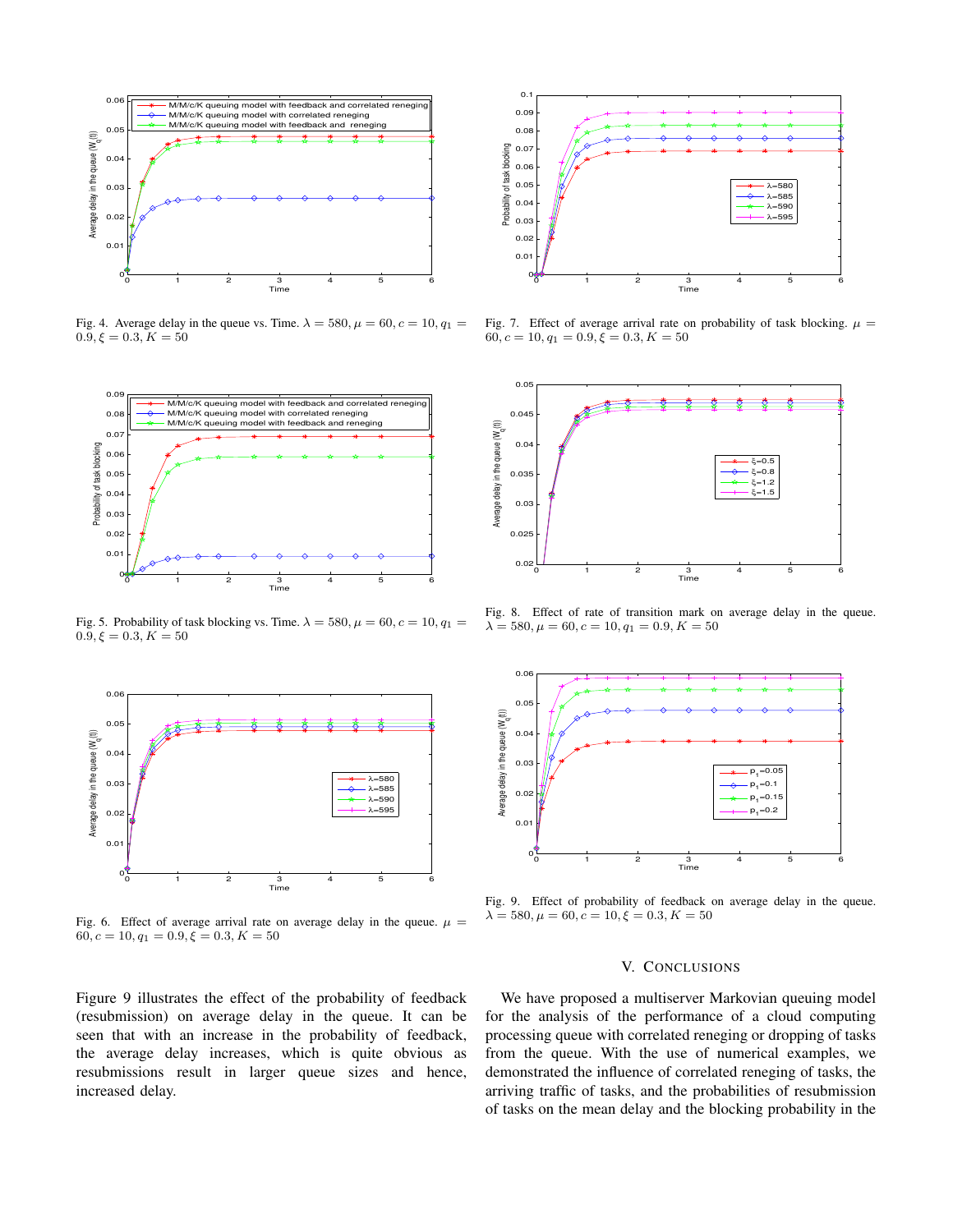Fig. 4. Average delay in the queue vs. Time. $\lambda = 580, \mu = 60, c = 10, q_1 = 0.9, \xi = 0.3, K = 50$

Fig. 5. Probability of task blocking vs. Time. $\lambda = 580, \mu = 60, c = 10, q_1 = 0.9, \xi = 0.3, K = 50$

Fig. 6. Effect of average arrival rate on average delay in the queue. $\mu = 60, c = 10, q_1 = 0.9, \xi = 0.3, K = 50$

Fig. 7. Effect of average arrival rate on probability of task blocking. $\mu = 60, c = 10, q_1 = 0.9, \xi = 0.3, K = 50$

Fig. 8. Effect of rate of transition mark on average delay in the queue. $\lambda = 580, \mu = 60, c = 10, q_1 = 0.9, K = 50$

Fig. 9. Effect of probability of feedback on average delay in the queue. $\lambda = 580, \mu = 60, c = 10, \xi = 0.3, K = 50$

Figure 9 illustrates the effect of the probability of feedback (resubmission) on average delay in the queue. It can be seen that with an increase in the probability of feedback, the average delay increases, which is quite obvious as resubmissions result in larger queue sizes and hence, increased delay.

## V. Conclusions

We have proposed a multiserver Markovian queuing model for the analysis of the performance of a cloud computing processing queue with correlated reneging or dropping of tasks from the queue. With the use of numerical examples, we demonstrated the influence of correlated reneging of tasks, the arriving traffic of tasks, and the probabilities of resubmission of tasks on the mean delay and the blocking probability in the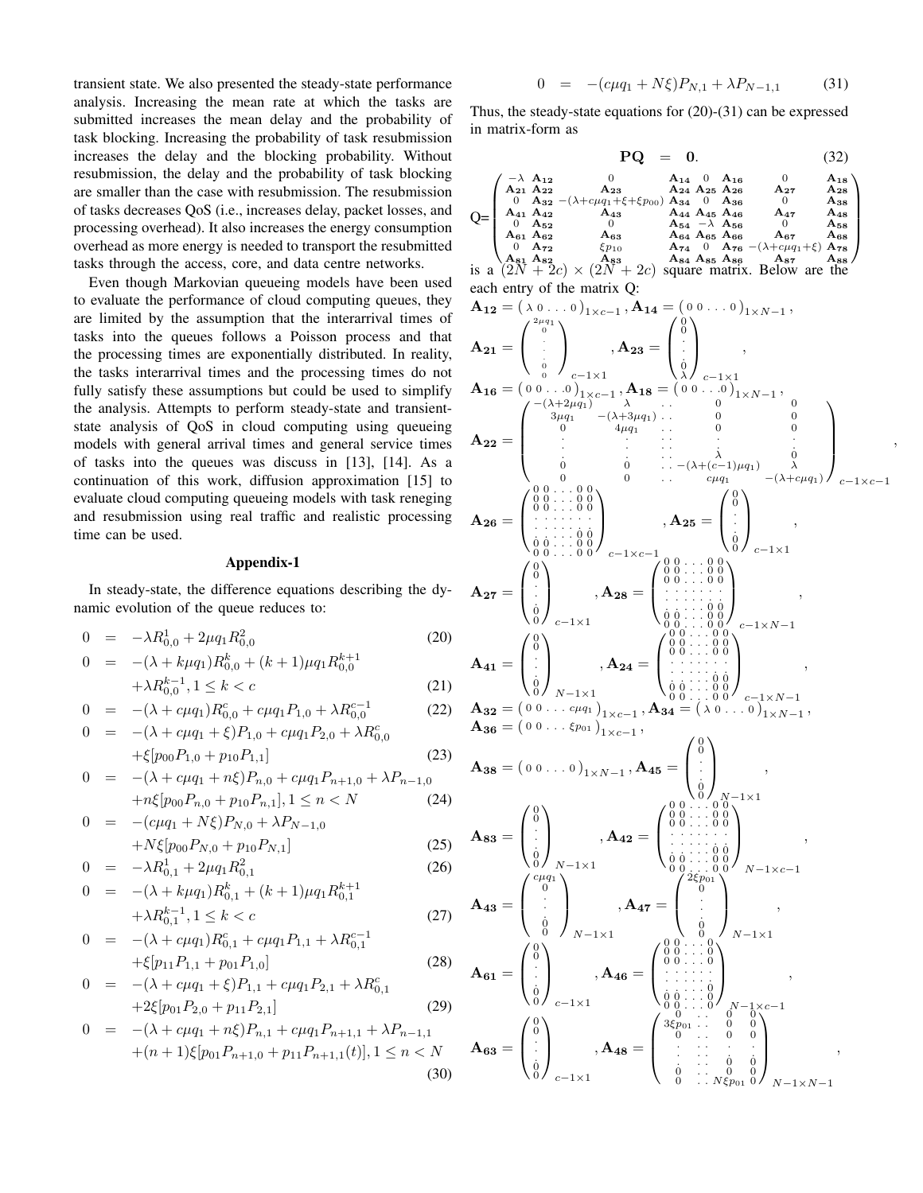transient state. We also presented the steady-state performance analysis. Increasing the mean rate at which the tasks are submitted increases the mean delay and the probability of task blocking. Increasing the probability of task resubmission increases the delay and the blocking probability. Without resubmission, the delay and the probability of task blocking are smaller than the case with resubmission. The resubmission of tasks decreases QoS (i.e., increases delay, packet losses, and processing overhead). It also increases the energy consumption overhead as more energy is needed to transport the resubmitted tasks through the access, core, and data centre networks.

Even though Markovian queueing models have been used to evaluate the performance of cloud computing queues, they are limited by the assumption that the interarrival times of tasks into the queues follows a Poisson process and that the processing times are exponentially distributed. In reality, the tasks interarrival times and the processing times do not fully satisfy these assumptions but could be used to simplify the analysis. Attempts to perform steady-state and transient-state analysis of QoS in cloud computing using queueing models with general arrival times and general service times of tasks into the queues was discuss in [13], [14]. As a continuation of this work, diffusion approximation [15] to evaluate cloud computing queueing models with task reneging and resubmission using real traffic and realistic processing time can be used.

## Appendix-1

In steady-state, the difference equations describing the dynamic evolution of the queue reduces to:

$$0 = -\lambda R_{0,0}^{1} + 2\mu q_1 R_{0,0}^{2} \tag{20}$$

$$0 = -(\lambda + k\mu q_1) R_{0,0}^{k} + (k+1)\mu q_1 R_{0,0}^{k+1} + \lambda R_{0,0}^{k-1}, 1 \le k < c \tag{21}$$

$$0 = -(\lambda + c\mu q_1) R_{0,0}^{c} + c\mu q_1 P_{1,0} + \lambda R_{0,0}^{c-1} \tag{22}$$

$$0 = -(\lambda + c\mu q_1 + \xi) P_{1,0} + c\mu q_1 P_{2,0} + \lambda R_{0,0}^{c} + \xi[p_{00} P_{1,0} + p_{10} P_{1,1}] \tag{23}$$

$$0 = -(\lambda + c\mu q_1 + n\xi) P_{n,0} + c\mu q_1 P_{n+1,0} + \lambda P_{n-1,0} + n\xi[p_{00} P_{n,0} + p_{10} P_{n,1}], 1 \le n < N \tag{24}$$

$$0 = -(c\mu q_1 + N\xi) P_{N,0} + \lambda P_{N-1,0} + N\xi[p_{00} P_{N,0} + p_{10} P_{N,1}] \tag{25}$$

$$0 = -\lambda R_{0,1}^{1} + 2\mu q_1 R_{0,1}^{2} \tag{26}$$

$$0 = -(\lambda + k\mu q_1) R_{0,1}^{k} + (k+1)\mu q_1 R_{0,1}^{k+1} + \lambda R_{0,1}^{k-1}, 1 \le k < c \tag{27}$$

$$0 = -(\lambda + c\mu q_1) R_{0,1}^{c} + c\mu q_1 P_{1,1} + \lambda R_{0,1}^{c-1} + \xi[p_{11} P_{1,1} + p_{01} P_{1,0}] \tag{28}$$

$$0 = -(\lambda + c\mu q_1 + \xi) P_{1,1} + c\mu q_1 P_{2,1} + \lambda R_{0,1}^{c} + 2\xi[p_{01} P_{2,0} + p_{11} P_{2,1}] \tag{29}$$

$$0 = -(\lambda + c\mu q_1 + n\xi) P_{n,1} + c\mu q_1 P_{n+1,1} + \lambda P_{n-1,1} + (n+1)\xi[p_{01} P_{n+1,0} + p_{11} P_{n+1,1}(t)], 1 \le n < N \tag{30}$$

$$0 = -(c\mu q_1 + N\xi) P_{N,1} + \lambda P_{N-1,1} \tag{31}$$

Thus, the steady-state equations for (20)-(31) can be expressed in matrix-form as

$$\mathbf{PQ} = \mathbf{0}. \tag{32}$$

$$\mathbf{Q} = \begin{pmatrix} -\lambda & \mathbf{A_{12}} & 0 & \mathbf{A_{14}} & 0 & \mathbf{A_{16}} & 0 & \mathbf{A_{18}} \\ \mathbf{A_{21}} & \mathbf{A_{22}} & \mathbf{A_{23}} & \mathbf{A_{24}} & \mathbf{A_{25}} & \mathbf{A_{26}} & \mathbf{A_{27}} & \mathbf{A_{28}} \\ 0 & \mathbf{A_{32}} & -(\lambda+c\mu q_1+\xi+\xi p_{00}) & \mathbf{A_{34}} & 0 & \mathbf{A_{36}} & 0 & \mathbf{A_{38}} \\ \mathbf{A_{41}} & \mathbf{A_{42}} & \mathbf{A_{43}} & \mathbf{A_{44}} & \mathbf{A_{45}} & \mathbf{A_{46}} & \mathbf{A_{47}} & \mathbf{A_{48}} \\ 0 & \mathbf{A_{52}} & 0 & \mathbf{A_{54}} & -\lambda & \mathbf{A_{56}} & 0 & \mathbf{A_{58}} \\ \mathbf{A_{61}} & \mathbf{A_{62}} & \mathbf{A_{63}} & \mathbf{A_{64}} & \mathbf{A_{65}} & \mathbf{A_{66}} & \mathbf{A_{67}} & \mathbf{A_{68}} \\ 0 & \mathbf{A_{72}} & \xi p_{10} & \mathbf{A_{74}} & 0 & \mathbf{A_{76}} & -(\lambda+c\mu q_1+\xi) & \mathbf{A_{78}} \\ \mathbf{A_{81}} & \mathbf{A_{82}} & \mathbf{A_{83}} & \mathbf{A_{84}} & \mathbf{A_{85}} & \mathbf{A_{86}} & \mathbf{A_{87}} & \mathbf{A_{88}} \end{pmatrix}$$

is a $(2N + 2c) \times (2N + 2c)$ square matrix. Below are the each entry of the matrix Q:

$\mathbf{A_{12}} = \begin{pmatrix} \lambda & 0 & \cdots & 0 \end{pmatrix}_{1\times c-1}$, $\mathbf{A_{14}} = \begin{pmatrix} 0 & 0 & \cdots & 0 \end{pmatrix}_{1\times N-1}$,

$\mathbf{A_{21}} = \begin{pmatrix} 2\mu q_1 \\ 0 \\ \vdots \\ 0 \\ 0 \end{pmatrix}_{c-1\times 1}$, $\mathbf{A_{23}} = \begin{pmatrix} 0 \\ 0 \\ \vdots \\ 0 \\ \lambda \end{pmatrix}_{c-1\times 1}$,

$\mathbf{A_{16}} = \begin{pmatrix} 0 & 0 & \cdots & 0 \end{pmatrix}_{1\times c-1}$, $\mathbf{A_{18}} = \begin{pmatrix} 0 & 0 & \cdots & 0 \end{pmatrix}_{1\times N-1}$,

$$\mathbf{A_{22}} = \begin{pmatrix} -(\lambda+2\mu q_1) & \lambda & \cdots & 0 & 0 \\ 3\mu q_1 & -(\lambda+3\mu q_1) & \cdots & 0 & 0 \\ 0 & 4\mu q_1 & \cdots & 0 & 0 \\ \vdots & \vdots & \ddots & \vdots & \vdots \\ \vdots & \vdots & \ddots & \lambda & 0 \\ 0 & 0 & \cdots & -(\lambda+(c-1)\mu q_1) & \lambda \\ 0 & 0 & \cdots & c\mu q_1 & -(\lambda+c\mu q_1) \end{pmatrix}_{c-1\times c-1},$$

$\mathbf{A_{26}} = \begin{pmatrix} 0 & 0 & \cdots & 0 & 0 \\ \vdots & & & & \vdots \\ 0 & 0 & \cdots & 0 & 0 \end{pmatrix}_{c-1\times c-1}$, $\mathbf{A_{25}} = \begin{pmatrix} 0 \\ 0 \\ \vdots \\ 0 \\ 0 \end{pmatrix}_{c-1\times 1}$,

$\mathbf{A_{27}} = \begin{pmatrix} 0 \\ 0 \\ \vdots \\ 0 \\ 0 \end{pmatrix}_{c-1\times 1}$, $\mathbf{A_{28}} = \begin{pmatrix} 0 & 0 & \cdots & 0 & 0 \\ \vdots & & & & \vdots \\ 0 & 0 & \cdots & 0 & 0 \end{pmatrix}_{c-1\times N-1}$,

$\mathbf{A_{41}} = \begin{pmatrix} 0 \\ 0 \\ \vdots \\ 0 \\ 0 \end{pmatrix}_{N-1\times 1}$, $\mathbf{A_{24}} = \begin{pmatrix} 0 & 0 & \cdots & 0 & 0 \\ \vdots & & & & \vdots \\ 0 & 0 & \cdots & 0 & 0 \end{pmatrix}_{c-1\times N-1}$,

$\mathbf{A_{32}} = \begin{pmatrix} 0 & 0 & \cdots & c\mu q_1 \end{pmatrix}_{1\times c-1}$, $\mathbf{A_{34}} = \begin{pmatrix} \lambda & 0 & \cdots & 0 \end{pmatrix}_{1\times N-1}$,

$\mathbf{A_{36}} = \begin{pmatrix} 0 & 0 & \cdots & \xi p_{01} \end{pmatrix}_{1\times c-1}$,

$\mathbf{A_{38}} = \begin{pmatrix} 0 & 0 & \cdots & 0 \end{pmatrix}_{1\times N-1}$, $\mathbf{A_{45}} = \begin{pmatrix} 0 \\ 0 \\ \vdots \\ 0 \\ 0 \end{pmatrix}_{N-1\times 1}$,

$\mathbf{A_{83}} = \begin{pmatrix} 0 \\ 0 \\ \vdots \\ 0 \\ 0 \end{pmatrix}_{N-1\times 1}$, $\mathbf{A_{42}} = \begin{pmatrix} 0 & 0 & \cdots & 0 & 0 \\ \vdots & & & & \vdots \\ 0 & 0 & \cdots & 0 & 0 \end{pmatrix}_{N-1\times c-1}$,

$\mathbf{A_{43}} = \begin{pmatrix} c\mu q_1 \\ 0 \\ \vdots \\ 0 \\ 0 \end{pmatrix}_{N-1\times 1}$, $\mathbf{A_{47}} = \begin{pmatrix} 2\xi p_{01} \\ 0 \\ \vdots \\ 0 \\ 0 \end{pmatrix}_{N-1\times 1}$,

$\mathbf{A_{61}} = \begin{pmatrix} 0 \\ 0 \\ \vdots \\ 0 \\ 0 \end{pmatrix}_{c-1\times 1}$, $\mathbf{A_{46}} = \begin{pmatrix} 0 & 0 & \cdots & 0 \\ \vdots & & & \vdots \\ 0 & 0 & \cdots & 0 \end{pmatrix}_{N-1\times c-1}$,

$\mathbf{A_{63}} = \begin{pmatrix} 0 \\ 0 \\ \vdots \\ 0 \\ 0 \end{pmatrix}_{c-1\times 1}$, $\mathbf{A_{48}} = \begin{pmatrix} 0 & \cdots & 0 & 0 \\ 3\xi p_{01} & \cdots & 0 & 0 \\ 0 & \cdots & 0 & 0 \\ \vdots & \ddots & \vdots & \vdots \\ \vdots & \cdots & 0 & 0 \\ 0 & \cdots & 0 & 0 \\ 0 & \cdots & N\xi p_{01} & 0 \end{pmatrix}_{N-1\times N-1}$,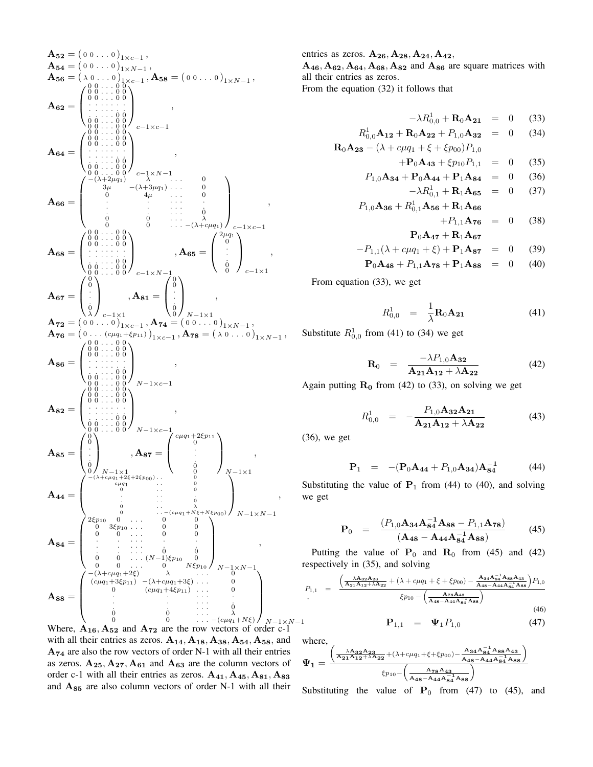$$\mathbf{A_{52}} = \begin{pmatrix} 0 & 0 & \dots & 0 \end{pmatrix}_{1\times c-1},$$
$$\mathbf{A_{54}} = \begin{pmatrix} 0 & 0 & \dots & 0 \end{pmatrix}_{1\times N-1},$$
$$\mathbf{A_{56}} = \begin{pmatrix} \lambda & 0 & \dots & 0 \end{pmatrix}_{1\times c-1}, \mathbf{A_{58}} = \begin{pmatrix} 0 & 0 & \dots & 0 \end{pmatrix}_{1\times N-1},$$

$$\mathbf{A_{62}} = \begin{pmatrix} 0 & 0 & \dots & 0 & 0 \\ 0 & 0 & \dots & 0 & 0 \\ 0 & 0 & \dots & 0 & 0 \\ \cdot & \cdot & \cdots & \cdot & \cdot \\ \cdot & \cdot & \cdots & \cdot & \cdot \\ \cdot & \cdot & \cdots & 0 & 0 \\ 0 & 0 & \dots & 0 & 0 \\ 0 & 0 & \dots & 0 & 0 \end{pmatrix}_{c-1\times c-1},$$

$$\mathbf{A_{64}} = \begin{pmatrix} 0 & 0 & \dots & 0 & 0 \\ 0 & 0 & \dots & 0 & 0 \\ 0 & 0 & \dots & 0 & 0 \\ \cdot & \cdot & \cdots & \cdot & \cdot \\ \cdot & \cdot & \cdots & 0 & 0 \\ 0 & 0 & \dots & 0 & 0 \\ 0 & 0 & \dots & 0 & 0 \end{pmatrix}_{c-1\times N-1},$$

$$\mathbf{A_{66}} = \begin{pmatrix} -(\lambda+2\mu q_1) & \lambda & \dots & 0 \\ 3\mu & -(\lambda+3\mu q_1) & \dots & 0 \\ 0 & 4\mu & \dots & 0 \\ \cdot & \cdot & \cdots & \cdot \\ \cdot & \cdot & \cdots & 0 \\ 0 & 0 & \dots & \lambda \\ 0 & 0 & \dots & -(\lambda+c\mu q_1) \end{pmatrix}_{c-1\times c-1},$$

$$\mathbf{A_{68}} = \begin{pmatrix} 0 & 0 & \dots & 0 & 0 \\ 0 & 0 & \dots & 0 & 0 \\ 0 & 0 & \dots & 0 & 0 \\ \cdot & \cdot & \cdots & \cdot & \cdot \\ \cdot & \cdot & \cdots & 0 & 0 \\ 0 & 0 & \dots & 0 & 0 \\ 0 & 0 & \dots & 0 & 0 \end{pmatrix}_{c-1\times N-1}, \mathbf{A_{65}} = \begin{pmatrix} 2\mu q_1 \\ 0 \\ \cdot \\ \cdot \\ 0 \\ 0 \end{pmatrix}_{c-1\times 1},$$

$$\mathbf{A_{67}} = \begin{pmatrix} 0 \\ 0 \\ \cdot \\ \cdot \\ 0 \\ \lambda \end{pmatrix}_{c-1\times 1}, \mathbf{A_{81}} = \begin{pmatrix} 0 \\ 0 \\ \cdot \\ \cdot \\ 0 \\ 0 \end{pmatrix}_{N-1\times 1},$$

$$\mathbf{A_{72}} = \begin{pmatrix} 0 & 0 & \dots & 0 \end{pmatrix}_{1\times c-1}, \mathbf{A_{74}} = \begin{pmatrix} 0 & 0 & \dots & 0 \end{pmatrix}_{1\times N-1},$$
$$\mathbf{A_{76}} = \begin{pmatrix} 0 & \dots & (c\mu q_1+\xi p_{11}) \end{pmatrix}_{1\times c-1}, \mathbf{A_{78}} = \begin{pmatrix} \lambda & 0 & \dots & 0 \end{pmatrix}_{1\times N-1},$$

$$\mathbf{A_{86}} = \begin{pmatrix} 0 & 0 & \dots & 0 & 0 \\ 0 & 0 & \dots & 0 & 0 \\ 0 & 0 & \dots & 0 & 0 \\ \cdot & \cdot & \cdots & \cdot & \cdot \\ \cdot & \cdot & \cdots & 0 & 0 \\ 0 & 0 & \dots & 0 & 0 \\ 0 & 0 & \dots & 0 & 0 \end{pmatrix}_{N-1\times c-1},$$

$$\mathbf{A_{82}} = \begin{pmatrix} 0 & 0 & \dots & 0 & 0 \\ 0 & 0 & \dots & 0 & 0 \\ 0 & 0 & \dots & 0 & 0 \\ \cdot & \cdot & \cdots & \cdot & \cdot \\ \cdot & \cdot & \cdots & 0 & 0 \\ 0 & 0 & \dots & 0 & 0 \\ 0 & 0 & \dots & 0 & 0 \end{pmatrix}_{N-1\times c-1},$$

$$\mathbf{A_{85}} = \begin{pmatrix} 0 \\ 0 \\ \cdot \\ \cdot \\ 0 \\ 0 \end{pmatrix}_{N-1\times 1}, \mathbf{A_{87}} = \begin{pmatrix} c\mu q_1+2\xi p_{11} \\ 0 \\ \cdot \\ \cdot \\ 0 \\ 0 \end{pmatrix}_{N-1\times 1},$$

$$\mathbf{A_{44}} = \begin{pmatrix} -(\lambda+c\mu q_1+2\xi+2\xi p_{00}) & \dots & 0 \\ c\mu q_1 & \dots & 0 \\ 0 & \dots & 0 \\ \cdot & \dots & \cdot \\ \cdot & \dots & 0 \\ 0 & \dots & \lambda \\ 0 & \dots & -(c\mu q_1+N\xi+N\xi p_{00}) \end{pmatrix}_{N-1\times N-1},$$

$$\mathbf{A_{84}} = \begin{pmatrix} 2\xi p_{10} & 0 & \dots & 0 & 0 \\ 0 & 3\xi p_{10} & \dots & 0 & 0 \\ 0 & 0 & \dots & 0 & 0 \\ \cdot & \cdot & \cdots & \cdot & \cdot \\ \cdot & \cdot & \cdots & 0 & 0 \\ 0 & 0 & \dots & (N-1)\xi p_{10} & 0 \\ 0 & 0 & \dots & 0 & N\xi p_{10} \end{pmatrix}_{N-1\times N-1},$$

$$\mathbf{A_{88}} = \begin{pmatrix} -(\lambda+c\mu q_1+2\xi) & \lambda & \dots & 0 \\ (c\mu q_1+3\xi p_{11}) & -(\lambda+c\mu q_1+3\xi) & \dots & 0 \\ 0 & (c\mu q_1+4\xi p_{11}) & \dots & 0 \\ \cdot & \cdot & \cdots & \cdot \\ \cdot & \cdot & \cdots & 0 \\ 0 & 0 & \dots & \lambda \\ 0 & 0 & \dots & -(c\mu q_1+N\xi) \end{pmatrix}_{N-1\times N-1}$$

Where, $\mathbf{A_{16}}, \mathbf{A_{52}}$ and $\mathbf{A_{72}}$ are the row vectors of order c-1 with all their entries as zeros. $\mathbf{A_{14}}, \mathbf{A_{18}}, \mathbf{A_{38}}, \mathbf{A_{54}}, \mathbf{A_{58}}$, and $\mathbf{A_{74}}$ are also the row vectors of order N-1 with all their entries as zeros. $\mathbf{A_{25}}, \mathbf{A_{27}}, \mathbf{A_{61}}$ and $\mathbf{A_{63}}$ are the column vectors of order c-1 with all their entries as zeros. $\mathbf{A_{41}}, \mathbf{A_{45}}, \mathbf{A_{81}}, \mathbf{A_{83}}$ and $\mathbf{A_{85}}$ are also column vectors of order N-1 with all their entries as zeros. $\mathbf{A_{26}}, \mathbf{A_{28}}, \mathbf{A_{24}}, \mathbf{A_{42}}$, $\mathbf{A_{46}}, \mathbf{A_{62}}, \mathbf{A_{64}}, \mathbf{A_{68}}, \mathbf{A_{82}}$ and $\mathbf{A_{86}}$ are square matrices with all their entries as zeros.

From the equation (32) it follows that

$$-\lambda R^1_{0,0} + \mathbf{R}_0\mathbf{A_{21}} = 0 \quad (33)$$
$$R^1_{0,0}\mathbf{A_{12}} + \mathbf{R}_0\mathbf{A_{22}} + P_{1,0}\mathbf{A_{32}} = 0 \quad (34)$$
$$\mathbf{R}_0\mathbf{A_{23}} - (\lambda + c\mu q_1 + \xi + \xi p_{00})P_{1,0} + \mathbf{P}_0\mathbf{A_{43}} + \xi p_{10}P_{1,1} = 0 \quad (35)$$
$$P_{1,0}\mathbf{A_{34}} + \mathbf{P}_0\mathbf{A_{44}} + \mathbf{P}_1\mathbf{A_{84}} = 0 \quad (36)$$
$$-\lambda R^1_{0,1} + \mathbf{R}_1\mathbf{A_{65}} = 0 \quad (37)$$
$$P_{1,0}\mathbf{A_{36}} + R^1_{0,1}\mathbf{A_{56}} + \mathbf{R}_1\mathbf{A_{66}} + P_{1,1}\mathbf{A_{76}} = 0 \quad (38)$$
$$\mathbf{P}_0\mathbf{A_{47}} + \mathbf{R}_1\mathbf{A_{67}} - P_{1,1}(\lambda + c\mu q_1 + \xi) + \mathbf{P}_1\mathbf{A_{87}} = 0 \quad (39)$$
$$\mathbf{P}_0\mathbf{A_{48}} + P_{1,1}\mathbf{A_{78}} + \mathbf{P}_1\mathbf{A_{88}} = 0 \quad (40)$$

From equation (33), we get

$$R^1_{0,0} = \frac{1}{\lambda}\mathbf{R}_0\mathbf{A_{21}} \quad (41)$$

Substitute $R^1_{0,0}$ from (41) to (34) we get

$$\mathbf{R}_0 = \frac{-\lambda P_{1,0}\mathbf{A_{32}}}{\mathbf{A_{21}}\mathbf{A_{12}} + \lambda\mathbf{A_{22}}} \quad (42)$$

Again putting $\mathbf{R_0}$ from (42) to (33), on solving we get

$$R^1_{0,0} = -\frac{P_{1,0}\mathbf{A_{32}}\mathbf{A_{21}}}{\mathbf{A_{21}}\mathbf{A_{12}} + \lambda\mathbf{A_{22}}} \quad (43)$$

(36), we get

$$\mathbf{P}_1 = -(\mathbf{P}_0\mathbf{A_{44}} + P_{1,0}\mathbf{A_{34}})\mathbf{A_{84}^{-1}} \quad (44)$$

Substituting the value of $\mathbf{P}_1$ from (44) to (40), and solving we get

$$\mathbf{P}_0 = \frac{(P_{1,0}\mathbf{A_{34}}\mathbf{A_{84}^{-1}}\mathbf{A_{88}} - P_{1,1}\mathbf{A_{78}})}{(\mathbf{A_{48}} - \mathbf{A_{44}}\mathbf{A_{84}^{-1}}\mathbf{A_{88}})} \quad (45)$$

Putting the value of $\mathbf{P}_0$ and $\mathbf{R}_0$ from (45) and (42) respectively in (35), and solving

$$P_{1,1} = \frac{\left(\frac{\lambda\mathbf{A_{32}}\mathbf{A_{23}}}{\mathbf{A_{21}}\mathbf{A_{12}}+\lambda\mathbf{A_{22}}} + (\lambda + c\mu q_1 + \xi + \xi p_{00}) - \frac{\mathbf{A_{34}}\mathbf{A_{84}^{-1}}\mathbf{A_{88}}\mathbf{A_{43}}}{\mathbf{A_{48}}-\mathbf{A_{44}}\mathbf{A_{84}^{-1}}\mathbf{A_{88}}}\right)P_{1,0}}{\xi p_{10} - \left(\frac{\mathbf{A_{78}}\mathbf{A_{43}}}{\mathbf{A_{48}}-\mathbf{A_{44}}\mathbf{A_{84}^{-1}}\mathbf{A_{88}}}\right)} \quad (46)$$

$$\mathbf{P}_{1,1} = \mathbf{\Psi_1}P_{1,0} \quad (47)$$

where,

$$\mathbf{\Psi_1} = \frac{\left(\frac{\lambda\mathbf{A_{32}}\mathbf{A_{23}}}{\mathbf{A_{21}}\mathbf{A_{12}}+\lambda\mathbf{A_{22}}} + (\lambda + c\mu q_1 + \xi + \xi p_{00}) - \frac{\mathbf{A_{34}}\mathbf{A_{84}^{-1}}\mathbf{A_{88}}\mathbf{A_{43}}}{\mathbf{A_{48}}-\mathbf{A_{44}}\mathbf{A_{84}^{-1}}\mathbf{A_{88}}}\right)}{\xi p_{10} - \left(\frac{\mathbf{A_{78}}\mathbf{A_{43}}}{\mathbf{A_{48}}-\mathbf{A_{44}}\mathbf{A_{84}^{-1}}\mathbf{A_{88}}}\right)}$$

Substituting the value of $\mathbf{P}_0$ from (47) to (45), and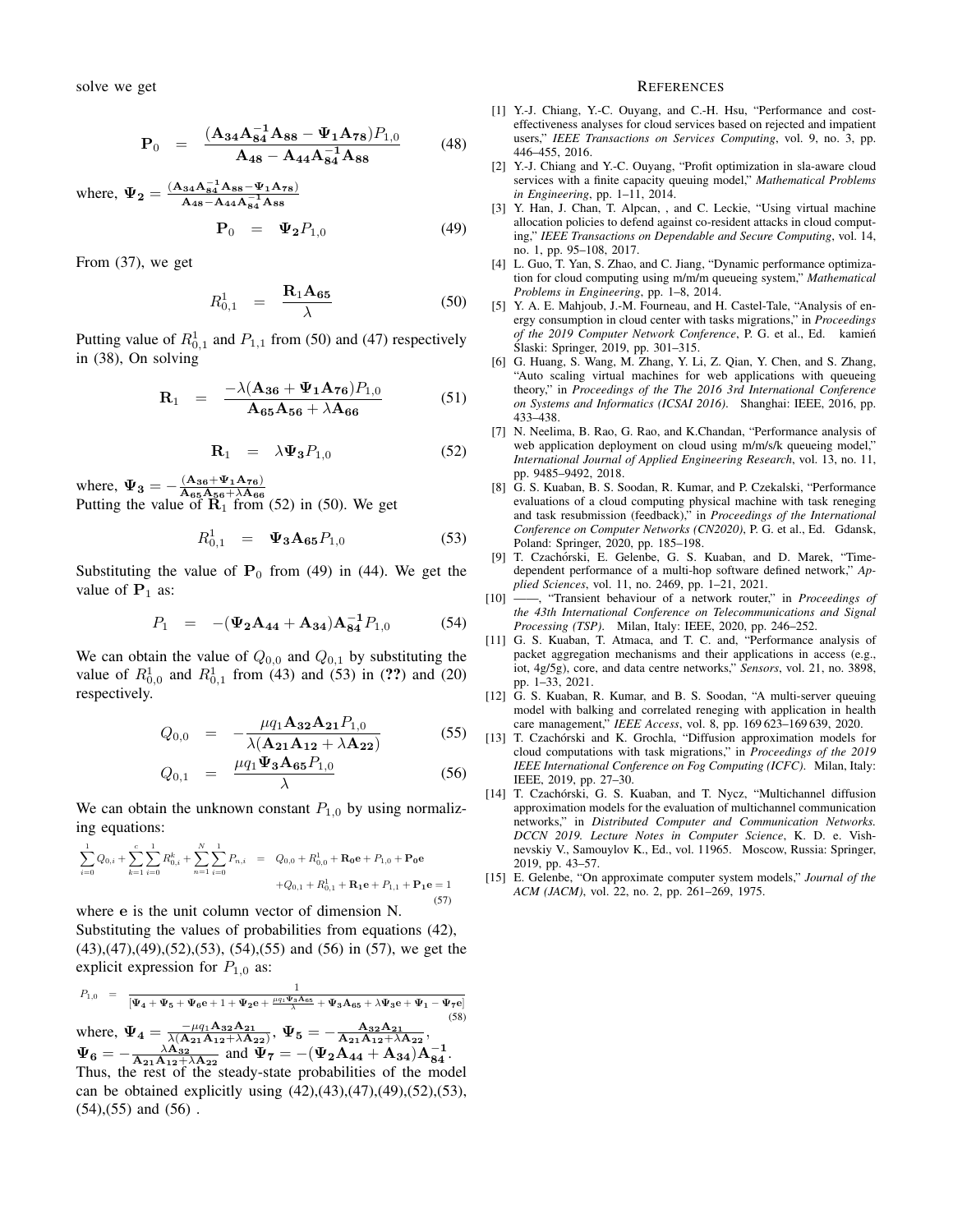solve we get

$$\mathbf{P}_0 = \frac{(\mathbf{A_{34}A_{84}^{-1}A_{88}} - \mathbf{\Psi_1 A_{78}})P_{1,0}}{\mathbf{A_{48}} - \mathbf{A_{44}A_{84}^{-1}A_{88}}} \tag{48}$$

where, $\mathbf{\Psi_2} = \frac{(\mathbf{A_{34}A_{84}^{-1}A_{88}} - \mathbf{\Psi_1 A_{78}})}{\mathbf{A_{48}} - \mathbf{A_{44}A_{84}^{-1}A_{88}}}$

$$\mathbf{P}_0 = \mathbf{\Psi_2} P_{1,0} \tag{49}$$

From (37), we get

$$R_{0,1}^1 = \frac{\mathbf{R}_1 \mathbf{A_{65}}}{\lambda} \tag{50}$$

Putting value of $R_{0,1}^1$ and $P_{1,1}$ from (50) and (47) respectively in (38), On solving

$$\mathbf{R}_1 = \frac{-\lambda(\mathbf{A_{36}} + \mathbf{\Psi_1 A_{76}})P_{1,0}}{\mathbf{A_{65}A_{56}} + \lambda \mathbf{A_{66}}} \tag{51}$$

$$\mathbf{R}_1 = \lambda \mathbf{\Psi_3} P_{1,0} \tag{52}$$

where, $\mathbf{\Psi_3} = -\frac{(\mathbf{A_{36}} + \mathbf{\Psi_1 A_{76}})}{\mathbf{A_{65}A_{56}} + \lambda \mathbf{A_{66}}}$

Putting the value of $\mathbf{R}_1$ from (52) in (50). We get

$$R_{0,1}^1 = \mathbf{\Psi_3 A_{65}} P_{1,0} \tag{53}$$

Substituting the value of $\mathbf{P}_0$ from (49) in (44). We get the value of $\mathbf{P}_1$ as:

$$P_1 = -(\mathbf{\Psi_2 A_{44}} + \mathbf{A_{34}})\mathbf{A_{84}^{-1}} P_{1,0} \tag{54}$$

We can obtain the value of $Q_{0,0}$ and $Q_{0,1}$ by substituting the value of $R_{0,0}^1$ and $R_{0,1}^1$ from (43) and (53) in (**??**) and (20) respectively.

$$Q_{0,0} = -\frac{\mu q_1 \mathbf{A_{32}A_{21}} P_{1,0}}{\lambda(\mathbf{A_{21}A_{12}} + \lambda \mathbf{A_{22}})} \tag{55}$$

$$Q_{0,1} = \frac{\mu q_1 \mathbf{\Psi_3 A_{65}} P_{1,0}}{\lambda} \tag{56}$$

We can obtain the unknown constant $P_{1,0}$ by using normalizing equations:

$$\sum_{i=0}^{1} Q_{0,i} + \sum_{k=1}^{c}\sum_{i=0}^{1} R_{0,i}^k + \sum_{n=1}^{N}\sum_{i=0}^{1} P_{n,i} = Q_{0,0} + R_{0,0}^1 + \mathbf{R_0 e} + P_{1,0} + \mathbf{P_0 e} + Q_{0,1} + R_{0,1}^1 + \mathbf{R_1 e} + P_{1,1} + \mathbf{P_1 e} = 1 \tag{57}$$

where $\mathbf{e}$ is the unit column vector of dimension N.

Substituting the values of probabilities from equations (42), (43),(47),(49),(52),(53), (54),(55) and (56) in (57), we get the explicit expression for $P_{1,0}$ as:

$$P_{1,0} = \frac{1}{[\mathbf{\Psi_4} + \mathbf{\Psi_5} + \mathbf{\Psi_6 e} + 1 + \mathbf{\Psi_2 e} + \frac{\mu q_1 \mathbf{\Psi_3 A_{65}}}{\lambda} + \mathbf{\Psi_3 A_{65}} + \lambda \mathbf{\Psi_3 e} + \mathbf{\Psi_1} - \mathbf{\Psi_7 e}]} \tag{58}$$

where, $\mathbf{\Psi_4} = \frac{-\mu q_1 \mathbf{A_{32}A_{21}}}{\lambda(\mathbf{A_{21}A_{12}} + \lambda \mathbf{A_{22}})}$, $\mathbf{\Psi_5} = -\frac{\mathbf{A_{32}A_{21}}}{\mathbf{A_{21}A_{12}} + \lambda \mathbf{A_{22}}}$, $\mathbf{\Psi_6} = -\frac{\lambda \mathbf{A_{32}}}{\mathbf{A_{21}A_{12}} + \lambda \mathbf{A_{22}}}$ and $\mathbf{\Psi_7} = -(\mathbf{\Psi_2 A_{44}} + \mathbf{A_{34}})\mathbf{A_{84}^{-1}}$.

Thus, the rest of the steady-state probabilities of the model can be obtained explicitly using (42),(43),(47),(49),(52),(53), (54),(55) and (56) .

## References

[1] Y.-J. Chiang, Y.-C. Ouyang, and C.-H. Hsu, "Performance and cost-effectiveness analyses for cloud services based on rejected and impatient users," *IEEE Transactions on Services Computing*, vol. 9, no. 3, pp. 446–455, 2016.

[2] Y.-J. Chiang and Y.-C. Ouyang, "Profit optimization in sla-aware cloud services with a finite capacity queuing model," *Mathematical Problems in Engineering*, pp. 1–11, 2014.

[3] Y. Han, J. Chan, T. Alpcan, , and C. Leckie, "Using virtual machine allocation policies to defend against co-resident attacks in cloud computing," *IEEE Transactions on Dependable and Secure Computing*, vol. 14, no. 1, pp. 95–108, 2017.

[4] L. Guo, T. Yan, S. Zhao, and C. Jiang, "Dynamic performance optimization for cloud computing using m/m/m queueing system," *Mathematical Problems in Engineering*, pp. 1–8, 2014.

[5] Y. A. E. Mahjoub, J.-M. Fourneau, and H. Castel-Tale, "Analysis of energy consumption in cloud center with tasks migrations," in *Proceedings of the 2019 Computer Network Conference*, P. G. et al., Ed. kamień Ślaski: Springer, 2019, pp. 301–315.

[6] G. Huang, S. Wang, M. Zhang, Y. Li, Z. Qian, Y. Chen, and S. Zhang, "Auto scaling virtual machines for web applications with queueing theory," in *Proceedings of the The 2016 3rd International Conference on Systems and Informatics (ICSAI 2016)*. Shanghai: IEEE, 2016, pp. 433–438.

[7] N. Neelima, B. Rao, G. Rao, and K.Chandan, "Performance analysis of web application deployment on cloud using m/m/s/k queueing model," *International Journal of Applied Engineering Research*, vol. 13, no. 11, pp. 9485–9492, 2018.

[8] G. S. Kuaban, B. S. Soodan, R. Kumar, and P. Czekalski, "Performance evaluations of a cloud computing physical machine with task reneging and task resubmission (feedback)," in *Proceedings of the International Conference on Computer Networks (CN2020)*, P. G. et al., Ed. Gdansk, Poland: Springer, 2020, pp. 185–198.

[9] T. Czachórski, E. Gelenbe, G. S. Kuaban, and D. Marek, "Time-dependent performance of a multi-hop software defined network," *Applied Sciences*, vol. 11, no. 2469, pp. 1–21, 2021.

[10] ——, "Transient behaviour of a network router," in *Proceedings of the 43th International Conference on Telecommunications and Signal Processing (TSP)*. Milan, Italy: IEEE, 2020, pp. 246–252.

[11] G. S. Kuaban, T. Atmaca, and T. C. and, "Performance analysis of packet aggregation mechanisms and their applications in access (e.g., iot, 4g/5g), core, and data centre networks," *Sensors*, vol. 21, no. 3898, pp. 1–33, 2021.

[12] G. S. Kuaban, R. Kumar, and B. S. Soodan, "A multi-server queuing model with balking and correlated reneging with application in health care management," *IEEE Access*, vol. 8, pp. 169 623–169 639, 2020.

[13] T. Czachórski and K. Grochla, "Diffusion approximation models for cloud computations with task migrations," in *Proceedings of the 2019 IEEE International Conference on Fog Computing (ICFC)*. Milan, Italy: IEEE, 2019, pp. 27–30.

[14] T. Czachórski, G. S. Kuaban, and T. Nycz, "Multichannel diffusion approximation models for the evaluation of multichannel communication networks," in *Distributed Computer and Communication Networks. DCCN 2019. Lecture Notes in Computer Science*, K. D. e. Vishnevskiy V., Samouylov K., Ed., vol. 11965. Moscow, Russia: Springer, 2019, pp. 43–57.

[15] E. Gelenbe, "On approximate computer system models," *Journal of the ACM (JACM)*, vol. 22, no. 2, pp. 261–269, 1975.